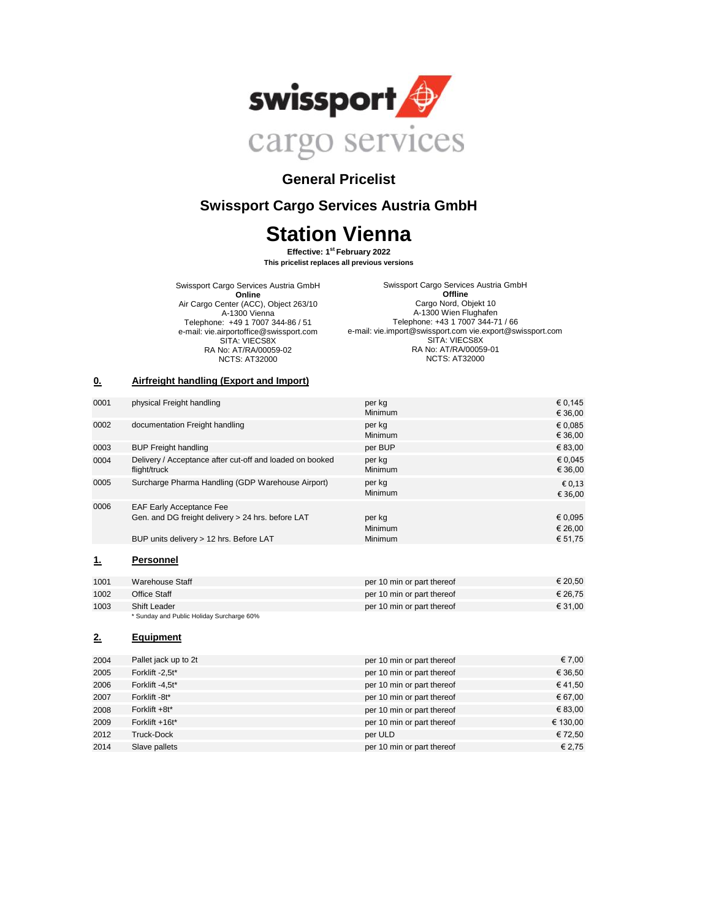# swissport cargo services

## General Pricelist

## Swissport Cargo Services Austria GmbH

# Station Vienna

**Effective: 1st February 2022**

**This pricelist replaces all previous versions**

Swissport Cargo Services Austria GmbH
**Online**
Air Cargo Center (ACC), Object 263/10
A-1300 Vienna
Telephone: +49 1 7007 344-86 / 51
e-mail: vie.airportoffice@swissport.com
SITA: VIECS8X
RA No: AT/RA/00059-02
NCTS: AT32000

Swissport Cargo Services Austria GmbH
**Offline**
Cargo Nord, Objekt 10
A-1300 Wien Flughafen
Telephone: +43 1 7007 344-71 / 66
e-mail: vie.import@swissport.com vie.export@swissport.com
SITA: VIECS8X
RA No: AT/RA/00059-01
NCTS: AT32000

## 0. Airfreight handling (Export and Import)

| Code | Description | Unit | Price |
|---|---|---|---|
| 0001 | physical Freight handling | per kg<br>Minimum | € 0,145<br>€ 36,00 |
| 0002 | documentation Freight handling | per kg<br>Minimum | € 0,085<br>€ 36,00 |
| 0003 | BUP Freight handling | per BUP | € 83,00 |
| 0004 | Delivery / Acceptance after cut-off and loaded on booked flight/truck | per kg<br>Minimum | € 0,045<br>€ 36,00 |
| 0005 | Surcharge Pharma Handling (GDP Warehouse Airport) | per kg<br>Minimum | € 0,13<br>€ 36,00 |
| 0006 | EAF Early Acceptance Fee<br>Gen. and DG freight delivery > 24 hrs. before LAT | per kg<br>Minimum | € 0,095<br>€ 26,00 |
| | BUP units delivery > 12 hrs. Before LAT | Minimum | € 51,75 |

## 1. Personnel

| Code | Description | Unit | Price |
|---|---|---|---|
| 1001 | Warehouse Staff | per 10 min or part thereof | € 20,50 |
| 1002 | Office Staff | per 10 min or part thereof | € 26,75 |
| 1003 | Shift Leader | per 10 min or part thereof | € 31,00 |

\* Sunday and Public Holiday Surcharge 60%

## 2. Equipment

| Code | Description | Unit | Price |
|---|---|---|---|
| 2004 | Pallet jack up to 2t | per 10 min or part thereof | € 7,00 |
| 2005 | Forklift -2,5t* | per 10 min or part thereof | € 36,50 |
| 2006 | Forklift -4,5t* | per 10 min or part thereof | € 41,50 |
| 2007 | Forklift -8t* | per 10 min or part thereof | € 67,00 |
| 2008 | Forklift +8t* | per 10 min or part thereof | € 83,00 |
| 2009 | Forklift +16t* | per 10 min or part thereof | € 130,00 |
| 2012 | Truck-Dock | per ULD | € 72,50 |
| 2014 | Slave pallets | per 10 min or part thereof | € 2,75 |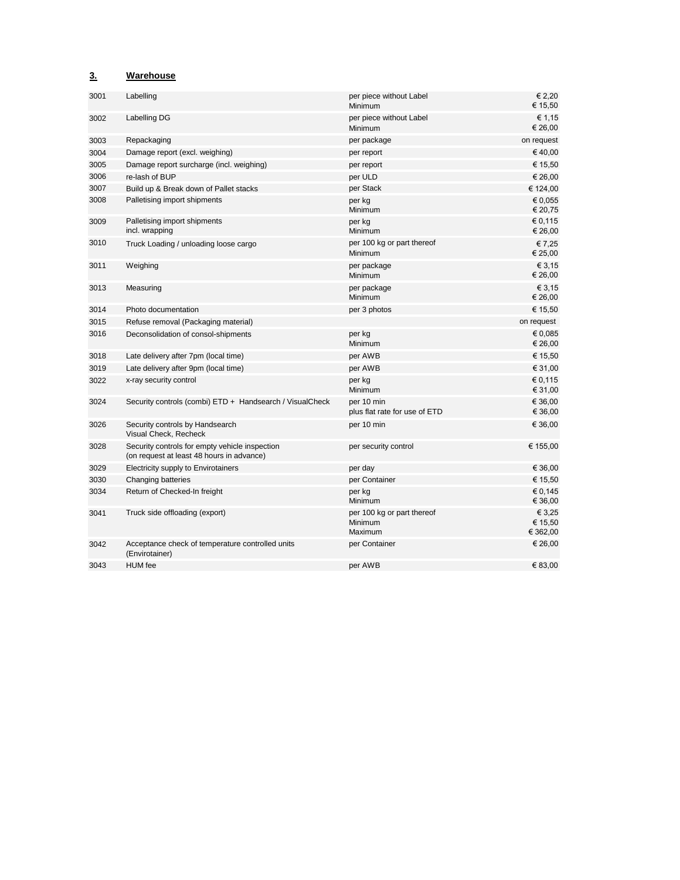## 3. Warehouse

| Code | Service | Unit | Price |
|---|---|---|---|
| 3001 | Labelling | per piece without Label<br>Minimum | € 2,20<br>€ 15,50 |
| 3002 | Labelling DG | per piece without Label<br>Minimum | € 1,15<br>€ 26,00 |
| 3003 | Repackaging | per package | on request |
| 3004 | Damage report (excl. weighing) | per report | € 40,00 |
| 3005 | Damage report surcharge (incl. weighing) | per report | € 15,50 |
| 3006 | re-lash of BUP | per ULD | € 26,00 |
| 3007 | Build up & Break down of Pallet stacks | per Stack | € 124,00 |
| 3008 | Palletising import shipments | per kg<br>Minimum | € 0,055<br>€ 20,75 |
| 3009 | Palletising import shipments<br>incl. wrapping | per kg<br>Minimum | € 0,115<br>€ 26,00 |
| 3010 | Truck Loading / unloading loose cargo | per 100 kg or part thereof<br>Minimum | € 7,25<br>€ 25,00 |
| 3011 | Weighing | per package<br>Minimum | € 3,15<br>€ 26,00 |
| 3013 | Measuring | per package<br>Minimum | € 3,15<br>€ 26,00 |
| 3014 | Photo documentation | per 3 photos | € 15,50 |
| 3015 | Refuse removal (Packaging material) | | on request |
| 3016 | Deconsolidation of consol-shipments | per kg<br>Minimum | € 0,085<br>€ 26,00 |
| 3018 | Late delivery after 7pm (local time) | per AWB | € 15,50 |
| 3019 | Late delivery after 9pm (local time) | per AWB | € 31,00 |
| 3022 | x-ray security control | per kg<br>Minimum | € 0,115<br>€ 31,00 |
| 3024 | Security controls (combi) ETD + Handsearch / VisualCheck | per 10 min<br>plus flat rate for use of ETD | € 36,00<br>€ 36,00 |
| 3026 | Security controls by Handsearch<br>Visual Check, Recheck | per 10 min | € 36,00 |
| 3028 | Security controls for empty vehicle inspection<br>(on request at least 48 hours in advance) | per security control | € 155,00 |
| 3029 | Electricity supply to Envirotainers | per day | € 36,00 |
| 3030 | Changing batteries | per Container | € 15,50 |
| 3034 | Return of Checked-In freight | per kg<br>Minimum | € 0,145<br>€ 36,00 |
| 3041 | Truck side offloading (export) | per 100 kg or part thereof<br>Minimum<br>Maximum | € 3,25<br>€ 15,50<br>€ 362,00 |
| 3042 | Acceptance check of temperature controlled units<br>(Envirotainer) | per Container | € 26,00 |
| 3043 | HUM fee | per AWB | € 83,00 |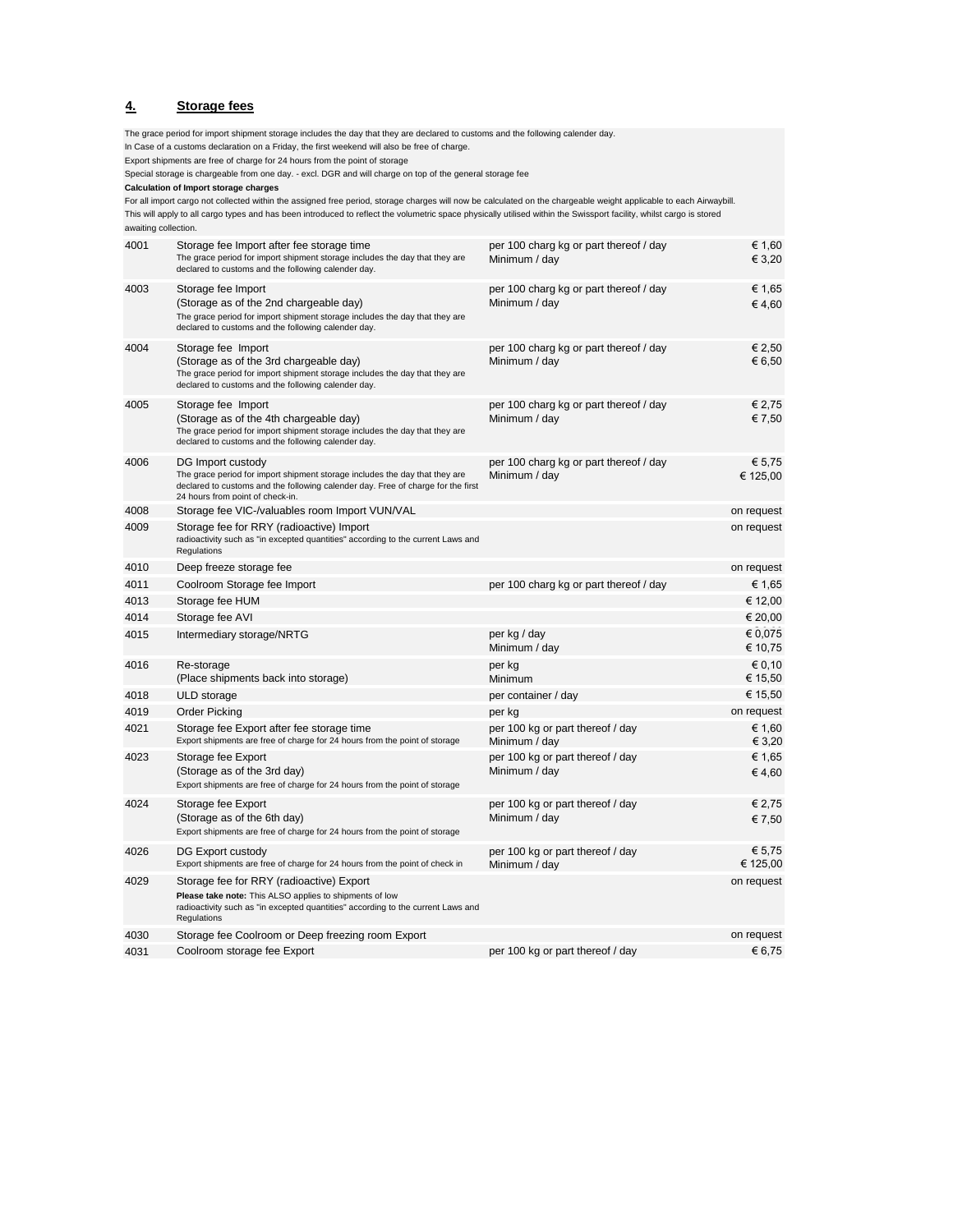## 4. Storage fees

The grace period for import shipment storage includes the day that they are declared to customs and the following calender day.
In Case of a customs declaration on a Friday, the first weekend will also be free of charge.
Export shipments are free of charge for 24 hours from the point of storage
Special storage is chargeable from one day. - excl. DGR and will charge on top of the general storage fee

**Calculation of Import storage charges**

For all import cargo not collected within the assigned free period, storage charges will now be calculated on the chargeable weight applicable to each Airwaybill. This will apply to all cargo types and has been introduced to reflect the volumetric space physically utilised within the Swissport facility, whilst cargo is stored awaiting collection.

| | | | |
|---|---|---|---|
| 4001 | Storage fee Import after fee storage time<br>The grace period for import shipment storage includes the day that they are declared to customs and the following calender day. | per 100 charg kg or part thereof / day<br>Minimum / day | € 1,60<br>€ 3,20 |
| 4003 | Storage fee Import<br>(Storage as of the 2nd chargeable day)<br>The grace period for import shipment storage includes the day that they are declared to customs and the following calender day. | per 100 charg kg or part thereof / day<br>Minimum / day | € 1,65<br>€ 4,60 |
| 4004 | Storage fee Import<br>(Storage as of the 3rd chargeable day)<br>The grace period for import shipment storage includes the day that they are declared to customs and the following calender day. | per 100 charg kg or part thereof / day<br>Minimum / day | € 2,50<br>€ 6,50 |
| 4005 | Storage fee Import<br>(Storage as of the 4th chargeable day)<br>The grace period for import shipment storage includes the day that they are declared to customs and the following calender day. | per 100 charg kg or part thereof / day<br>Minimum / day | € 2,75<br>€ 7,50 |
| 4006 | DG Import custody<br>The grace period for import shipment storage includes the day that they are declared to customs and the following calender day. Free of charge for the first 24 hours from point of check-in. | per 100 charg kg or part thereof / day<br>Minimum / day | € 5,75<br>€ 125,00 |
| 4008 | Storage fee VIC-/valuables room Import VUN/VAL | | on request |
| 4009 | Storage fee for RRY (radioactive) Import<br>radioactivity such as "in excepted quantities" according to the current Laws and Regulations | | on request |
| 4010 | Deep freeze storage fee | | on request |
| 4011 | Coolroom Storage fee Import | per 100 charg kg or part thereof / day | € 1,65 |
| 4013 | Storage fee HUM | | € 12,00 |
| 4014 | Storage fee AVI | | € 20,00 |
| 4015 | Intermediary storage/NRTG | per kg / day<br>Minimum / day | € 0,075<br>€ 10,75 |
| 4016 | Re-storage<br>(Place shipments back into storage) | per kg<br>Minimum | € 0,10<br>€ 15,50 |
| 4018 | ULD storage | per container / day | € 15,50 |
| 4019 | Order Picking | per kg | on request |
| 4021 | Storage fee Export after fee storage time<br>Export shipments are free of charge for 24 hours from the point of storage | per 100 kg or part thereof / day<br>Minimum / day | € 1,60<br>€ 3,20 |
| 4023 | Storage fee Export<br>(Storage as of the 3rd day)<br>Export shipments are free of charge for 24 hours from the point of storage | per 100 kg or part thereof / day<br>Minimum / day | € 1,65<br>€ 4,60 |
| 4024 | Storage fee Export<br>(Storage as of the 6th day)<br>Export shipments are free of charge for 24 hours from the point of storage | per 100 kg or part thereof / day<br>Minimum / day | € 2,75<br>€ 7,50 |
| 4026 | DG Export custody<br>Export shipments are free of charge for 24 hours from the point of check in | per 100 kg or part thereof / day<br>Minimum / day | € 5,75<br>€ 125,00 |
| 4029 | Storage fee for RRY (radioactive) Export<br>**Please take note:** This ALSO applies to shipments of low radioactivity such as "in excepted quantities" according to the current Laws and Regulations | | on request |
| 4030 | Storage fee Coolroom or Deep freezing room Export | | on request |
| 4031 | Coolroom storage fee Export | per 100 kg or part thereof / day | € 6,75 |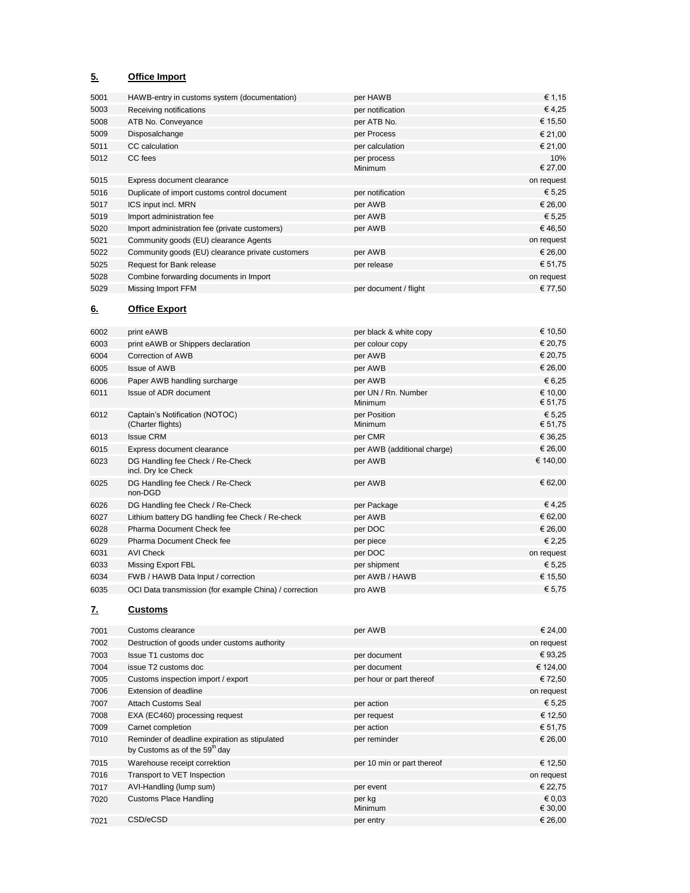## 5. Office Import

| | | | |
|---|---|---|---|
| 5001 | HAWB-entry in customs system (documentation) | per HAWB | € 1,15 |
| 5003 | Receiving notifications | per notification | € 4,25 |
| 5008 | ATB No. Conveyance | per ATB No. | € 15,50 |
| 5009 | Disposalchange | per Process | € 21,00 |
| 5011 | CC calculation | per calculation | € 21,00 |
| 5012 | CC fees | per process<br>Minimum | 10%<br>€ 27,00 |
| 5015 | Express document clearance | | on request |
| 5016 | Duplicate of import customs control document | per notification | € 5,25 |
| 5017 | ICS input incl. MRN | per AWB | € 26,00 |
| 5019 | Import administration fee | per AWB | € 5,25 |
| 5020 | Import administration fee (private customers) | per AWB | € 46,50 |
| 5021 | Community goods (EU) clearance Agents | | on request |
| 5022 | Community goods (EU) clearance private customers | per AWB | € 26,00 |
| 5025 | Request for Bank release | per release | € 51,75 |
| 5028 | Combine forwarding documents in Import | | on request |
| 5029 | Missing Import FFM | per document / flight | € 77,50 |

## 6. Office Export

| | | | |
|---|---|---|---|
| 6002 | print eAWB | per black & white copy | € 10,50 |
| 6003 | print eAWB or Shippers declaration | per colour copy | € 20,75 |
| 6004 | Correction of AWB | per AWB | € 20,75 |
| 6005 | Issue of AWB | per AWB | € 26,00 |
| 6006 | Paper AWB handling surcharge | per AWB | € 6,25 |
| 6011 | Issue of ADR document | per UN / Rn. Number<br>Minimum | € 10,00<br>€ 51,75 |
| 6012 | Captain's Notification (NOTOC)<br>(Charter flights) | per Position<br>Minimum | € 5,25<br>€ 51,75 |
| 6013 | Issue CRM | per CMR | € 36,25 |
| 6015 | Express document clearance | per AWB (additional charge) | € 26,00 |
| 6023 | DG Handling fee Check / Re-Check<br>incl. Dry Ice Check | per AWB | € 140,00 |
| 6025 | DG Handling fee Check / Re-Check<br>non-DGD | per AWB | € 62,00 |
| 6026 | DG Handling fee Check / Re-Check | per Package | € 4,25 |
| 6027 | Lithium battery DG handling fee Check / Re-check | per AWB | € 62,00 |
| 6028 | Pharma Document Check fee | per DOC | € 26,00 |
| 6029 | Pharma Document Check fee | per piece | € 2,25 |
| 6031 | AVI Check | per DOC | on request |
| 6033 | Missing Export FBL | per shipment | € 5,25 |
| 6034 | FWB / HAWB Data Input / correction | per AWB / HAWB | € 15,50 |
| 6035 | OCI Data transmission (for example China) / correction | pro AWB | € 5,75 |

## 7. Customs

| | | | |
|---|---|---|---|
| 7001 | Customs clearance | per AWB | € 24,00 |
| 7002 | Destruction of goods under customs authority | | on request |
| 7003 | Issue T1 customs doc | per document | € 93,25 |
| 7004 | issue T2 customs doc | per document | € 124,00 |
| 7005 | Customs inspection import / export | per hour or part thereof | € 72,50 |
| 7006 | Extension of deadline | | on request |
| 7007 | Attach Customs Seal | per action | € 5,25 |
| 7008 | EXA (EC460) processing request | per request | € 12,50 |
| 7009 | Carnet completion | per action | € 51,75 |
| 7010 | Reminder of deadline expiration as stipulated<br>by Customs as of the 59th day | per reminder | € 26,00 |
| 7015 | Warehouse receipt correktion | per 10 min or part thereof | € 12,50 |
| 7016 | Transport to VET Inspection | | on request |
| 7017 | AVI-Handling (lump sum) | per event | € 22,75 |
| 7020 | Customs Place Handling | per kg<br>Minimum | € 0,03<br>€ 30,00 |
| 7021 | CSD/eCSD | per entry | € 26,00 |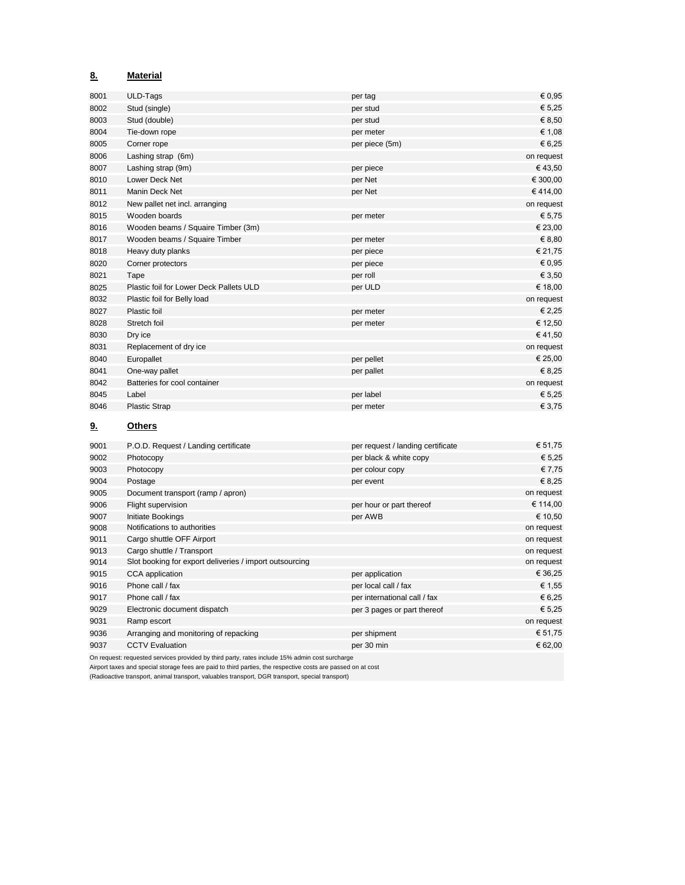## 8. Material

| | | | |
|---|---|---|---|
| 8001 | ULD-Tags | per tag | € 0,95 |
| 8002 | Stud (single) | per stud | € 5,25 |
| 8003 | Stud (double) | per stud | € 8,50 |
| 8004 | Tie-down rope | per meter | € 1,08 |
| 8005 | Corner rope | per piece (5m) | € 6,25 |
| 8006 | Lashing strap (6m) | | on request |
| 8007 | Lashing strap (9m) | per piece | € 43,50 |
| 8010 | Lower Deck Net | per Net | € 300,00 |
| 8011 | Manin Deck Net | per Net | € 414,00 |
| 8012 | New pallet net incl. arranging | | on request |
| 8015 | Wooden boards | per meter | € 5,75 |
| 8016 | Wooden beams / Squaire Timber (3m) | | € 23,00 |
| 8017 | Wooden beams / Squaire Timber | per meter | € 8,80 |
| 8018 | Heavy duty planks | per piece | € 21,75 |
| 8020 | Corner protectors | per piece | € 0,95 |
| 8021 | Tape | per roll | € 3,50 |
| 8025 | Plastic foil for Lower Deck Pallets ULD | per ULD | € 18,00 |
| 8032 | Plastic foil for Belly load | | on request |
| 8027 | Plastic foil | per meter | € 2,25 |
| 8028 | Stretch foil | per meter | € 12,50 |
| 8030 | Dry ice | | € 41,50 |
| 8031 | Replacement of dry ice | | on request |
| 8040 | Europallet | per pellet | € 25,00 |
| 8041 | One-way pallet | per pallet | € 8,25 |
| 8042 | Batteries for cool container | | on request |
| 8045 | Label | per label | € 5,25 |
| 8046 | Plastic Strap | per meter | € 3,75 |

## 9. Others

| | | | |
|---|---|---|---|
| 9001 | P.O.D. Request / Landing certificate | per request / landing certificate | € 51,75 |
| 9002 | Photocopy | per black & white copy | € 5,25 |
| 9003 | Photocopy | per colour copy | € 7,75 |
| 9004 | Postage | per event | € 8,25 |
| 9005 | Document transport (ramp / apron) | | on request |
| 9006 | Flight supervision | per hour or part thereof | € 114,00 |
| 9007 | Initiate Bookings | per AWB | € 10,50 |
| 9008 | Notifications to authorities | | on request |
| 9011 | Cargo shuttle OFF Airport | | on request |
| 9013 | Cargo shuttle / Transport | | on request |
| 9014 | Slot booking for export deliveries / import outsourcing | | on request |
| 9015 | CCA application | per application | € 36,25 |
| 9016 | Phone call / fax | per local call / fax | € 1,55 |
| 9017 | Phone call / fax | per international call / fax | € 6,25 |
| 9029 | Electronic document dispatch | per 3 pages or part thereof | € 5,25 |
| 9031 | Ramp escort | | on request |
| 9036 | Arranging and monitoring of repacking | per shipment | € 51,75 |
| 9037 | CCTV Evaluation | per 30 min | € 62,00 |

On request: requested services provided by third party, rates include 15% admin cost surcharge
Airport taxes and special storage fees are paid to third parties, the respective costs are passed on at cost
(Radioactive transport, animal transport, valuables transport, DGR transport, special transport)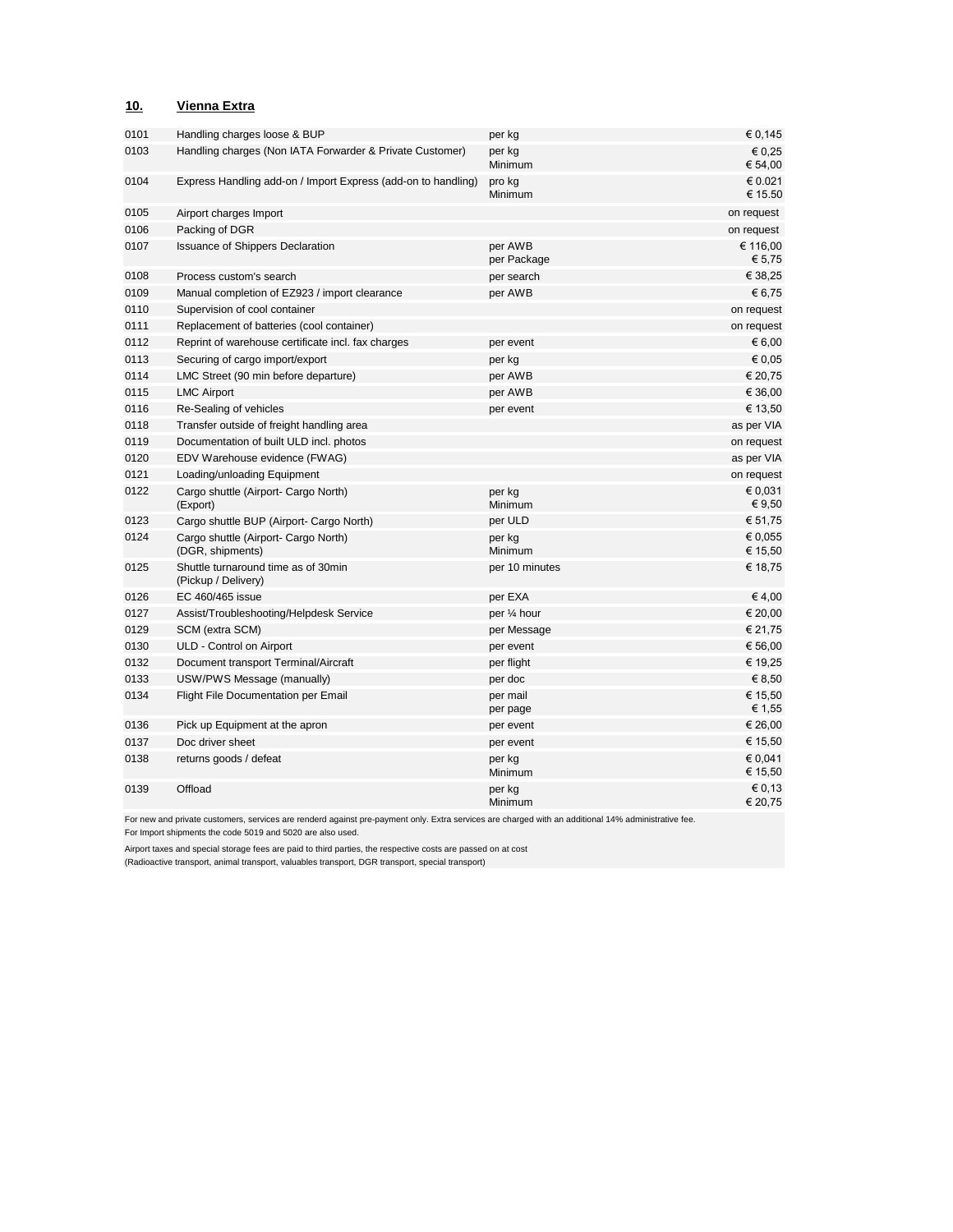## 10. Vienna Extra

| | | | |
|---|---|---|---|
| 0101 | Handling charges loose & BUP | per kg | € 0,145 |
| 0103 | Handling charges (Non IATA Forwarder & Private Customer) | per kg<br>Minimum | € 0,25<br>€ 54,00 |
| 0104 | Express Handling add-on / Import Express (add-on to handling) | pro kg<br>Minimum | € 0.021<br>€ 15.50 |
| 0105 | Airport charges Import | | on request |
| 0106 | Packing of DGR | | on request |
| 0107 | Issuance of Shippers Declaration | per AWB<br>per Package | € 116,00<br>€ 5,75 |
| 0108 | Process custom's search | per search | € 38,25 |
| 0109 | Manual completion of EZ923 / import clearance | per AWB | € 6,75 |
| 0110 | Supervision of cool container | | on request |
| 0111 | Replacement of batteries (cool container) | | on request |
| 0112 | Reprint of warehouse certificate incl. fax charges | per event | € 6,00 |
| 0113 | Securing of cargo import/export | per kg | € 0,05 |
| 0114 | LMC Street (90 min before departure) | per AWB | € 20,75 |
| 0115 | LMC Airport | per AWB | € 36,00 |
| 0116 | Re-Sealing of vehicles | per event | € 13,50 |
| 0118 | Transfer outside of freight handling area | | as per VIA |
| 0119 | Documentation of built ULD incl. photos | | on request |
| 0120 | EDV Warehouse evidence (FWAG) | | as per VIA |
| 0121 | Loading/unloading Equipment | | on request |
| 0122 | Cargo shuttle (Airport- Cargo North)<br>(Export) | per kg<br>Minimum | € 0,031<br>€ 9,50 |
| 0123 | Cargo shuttle BUP (Airport- Cargo North) | per ULD | € 51,75 |
| 0124 | Cargo shuttle (Airport- Cargo North)<br>(DGR, shipments) | per kg<br>Minimum | € 0,055<br>€ 15,50 |
| 0125 | Shuttle turnaround time as of 30min<br>(Pickup / Delivery) | per 10 minutes | € 18,75 |
| 0126 | EC 460/465 issue | per EXA | € 4,00 |
| 0127 | Assist/Troubleshooting/Helpdesk Service | per ¼ hour | € 20,00 |
| 0129 | SCM (extra SCM) | per Message | € 21,75 |
| 0130 | ULD - Control on Airport | per event | € 56,00 |
| 0132 | Document transport Terminal/Aircraft | per flight | € 19,25 |
| 0133 | USW/PWS Message (manually) | per doc | € 8,50 |
| 0134 | Flight File Documentation per Email | per mail<br>per page | € 15,50<br>€ 1,55 |
| 0136 | Pick up Equipment at the apron | per event | € 26,00 |
| 0137 | Doc driver sheet | per event | € 15,50 |
| 0138 | returns goods / defeat | per kg<br>Minimum | € 0,041<br>€ 15,50 |
| 0139 | Offload | per kg<br>Minimum | € 0,13<br>€ 20,75 |

For new and private customers, services are renderd against pre-payment only. Extra services are charged with an additional 14% administrative fee.
For Import shipments the code 5019 and 5020 are also used.

Airport taxes and special storage fees are paid to third parties, the respective costs are passed on at cost
(Radioactive transport, animal transport, valuables transport, DGR transport, special transport)